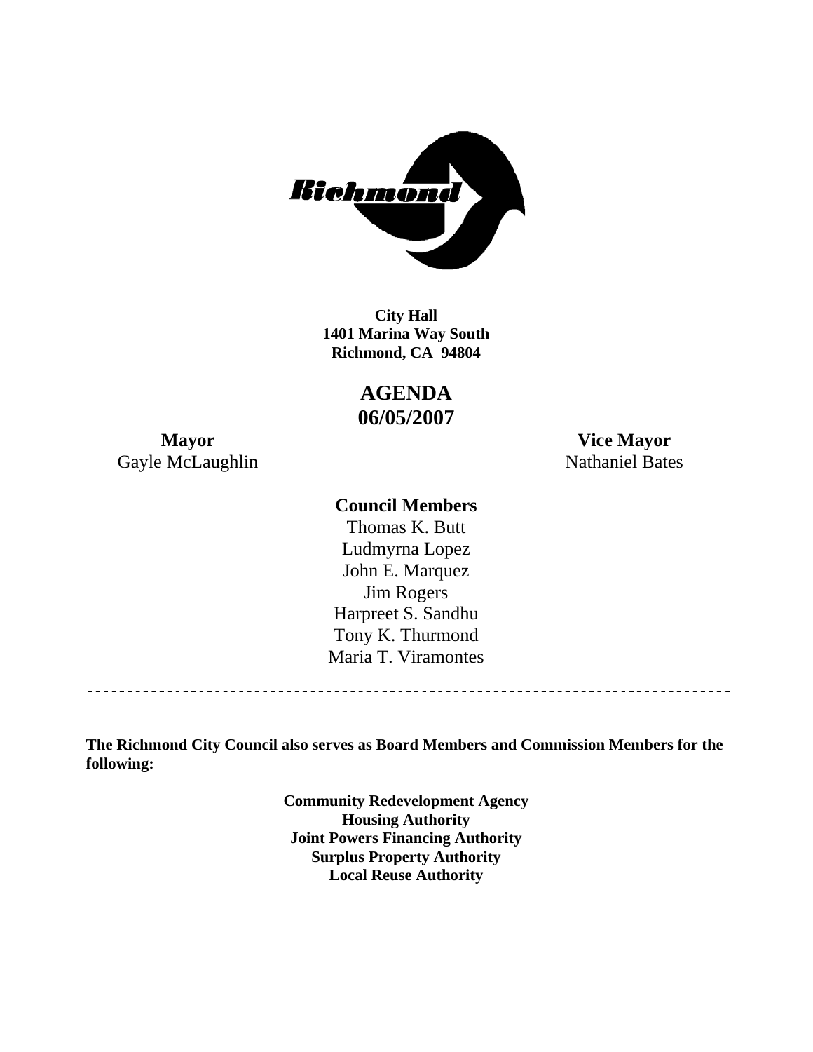**City Hall**
**1401 Marina Way South**
**Richmond, CA 94804**

# AGENDA
# 06/05/2007

**Mayor**
Gayle McLaughlin

**Vice Mayor**
Nathaniel Bates

**Council Members**

Thomas K. Butt
Ludmyrna Lopez
John E. Marquez
Jim Rogers
Harpreet S. Sandhu
Tony K. Thurmond
Maria T. Viramontes

---

**The Richmond City Council also serves as Board Members and Commission Members for the following:**

**Community Redevelopment Agency**
**Housing Authority**
**Joint Powers Financing Authority**
**Surplus Property Authority**
**Local Reuse Authority**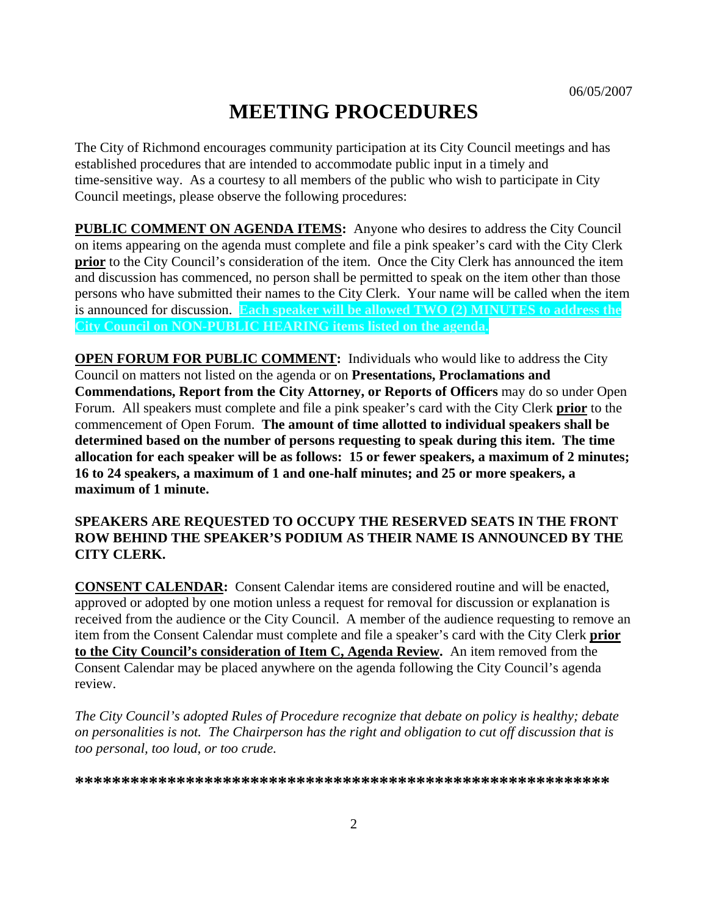06/05/2007

# MEETING PROCEDURES

The City of Richmond encourages community participation at its City Council meetings and has established procedures that are intended to accommodate public input in a timely and time-sensitive way. As a courtesy to all members of the public who wish to participate in City Council meetings, please observe the following procedures:

**PUBLIC COMMENT ON AGENDA ITEMS:** Anyone who desires to address the City Council on items appearing on the agenda must complete and file a pink speaker's card with the City Clerk **prior** to the City Council's consideration of the item. Once the City Clerk has announced the item and discussion has commenced, no person shall be permitted to speak on the item other than those persons who have submitted their names to the City Clerk. Your name will be called when the item is announced for discussion. **Each speaker will be allowed TWO (2) MINUTES to address the City Council on NON-PUBLIC HEARING items listed on the agenda.**

**OPEN FORUM FOR PUBLIC COMMENT:** Individuals who would like to address the City Council on matters not listed on the agenda or on **Presentations, Proclamations and Commendations, Report from the City Attorney, or Reports of Officers** may do so under Open Forum. All speakers must complete and file a pink speaker's card with the City Clerk **prior** to the commencement of Open Forum. **The amount of time allotted to individual speakers shall be determined based on the number of persons requesting to speak during this item. The time allocation for each speaker will be as follows: 15 or fewer speakers, a maximum of 2 minutes; 16 to 24 speakers, a maximum of 1 and one-half minutes; and 25 or more speakers, a maximum of 1 minute.**

**SPEAKERS ARE REQUESTED TO OCCUPY THE RESERVED SEATS IN THE FRONT ROW BEHIND THE SPEAKER'S PODIUM AS THEIR NAME IS ANNOUNCED BY THE CITY CLERK.**

**CONSENT CALENDAR:** Consent Calendar items are considered routine and will be enacted, approved or adopted by one motion unless a request for removal for discussion or explanation is received from the audience or the City Council. A member of the audience requesting to remove an item from the Consent Calendar must complete and file a speaker's card with the City Clerk **prior to the City Council's consideration of Item C, Agenda Review.** An item removed from the Consent Calendar may be placed anywhere on the agenda following the City Council's agenda review.

*The City Council's adopted Rules of Procedure recognize that debate on policy is healthy; debate on personalities is not. The Chairperson has the right and obligation to cut off discussion that is too personal, too loud, or too crude.*

***************************************************************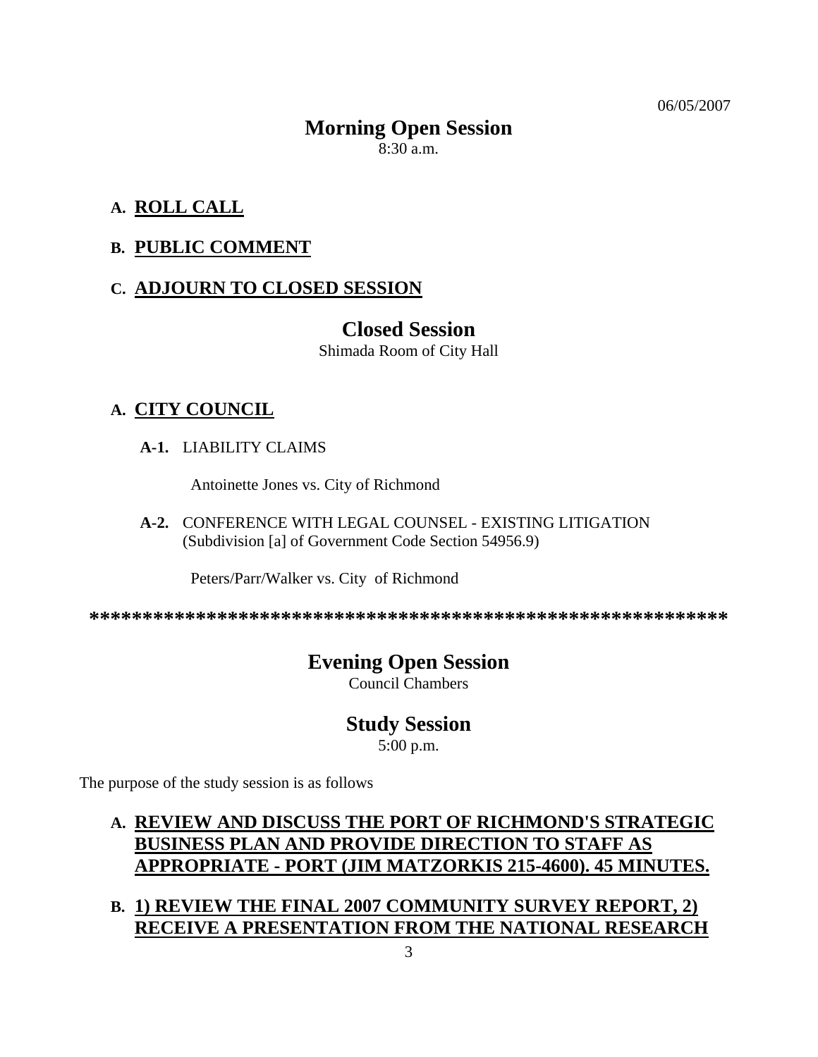06/05/2007

## Morning Open Session

8:30 a.m.

**A. ROLL CALL**

**B. PUBLIC COMMENT**

**C. ADJOURN TO CLOSED SESSION**

## Closed Session

Shimada Room of City Hall

**A. CITY COUNCIL**

**A-1.** LIABILITY CLAIMS

Antoinette Jones vs. City of Richmond

**A-2.** CONFERENCE WITH LEGAL COUNSEL - EXISTING LITIGATION (Subdivision [a] of Government Code Section 54956.9)

Peters/Parr/Walker vs. City of Richmond

************************************************************

## Evening Open Session

Council Chambers

## Study Session

5:00 p.m.

The purpose of the study session is as follows

**A. REVIEW AND DISCUSS THE PORT OF RICHMOND'S STRATEGIC BUSINESS PLAN AND PROVIDE DIRECTION TO STAFF AS APPROPRIATE - PORT (JIM MATZORKIS 215-4600). 45 MINUTES.**

**B. 1) REVIEW THE FINAL 2007 COMMUNITY SURVEY REPORT, 2) RECEIVE A PRESENTATION FROM THE NATIONAL RESEARCH**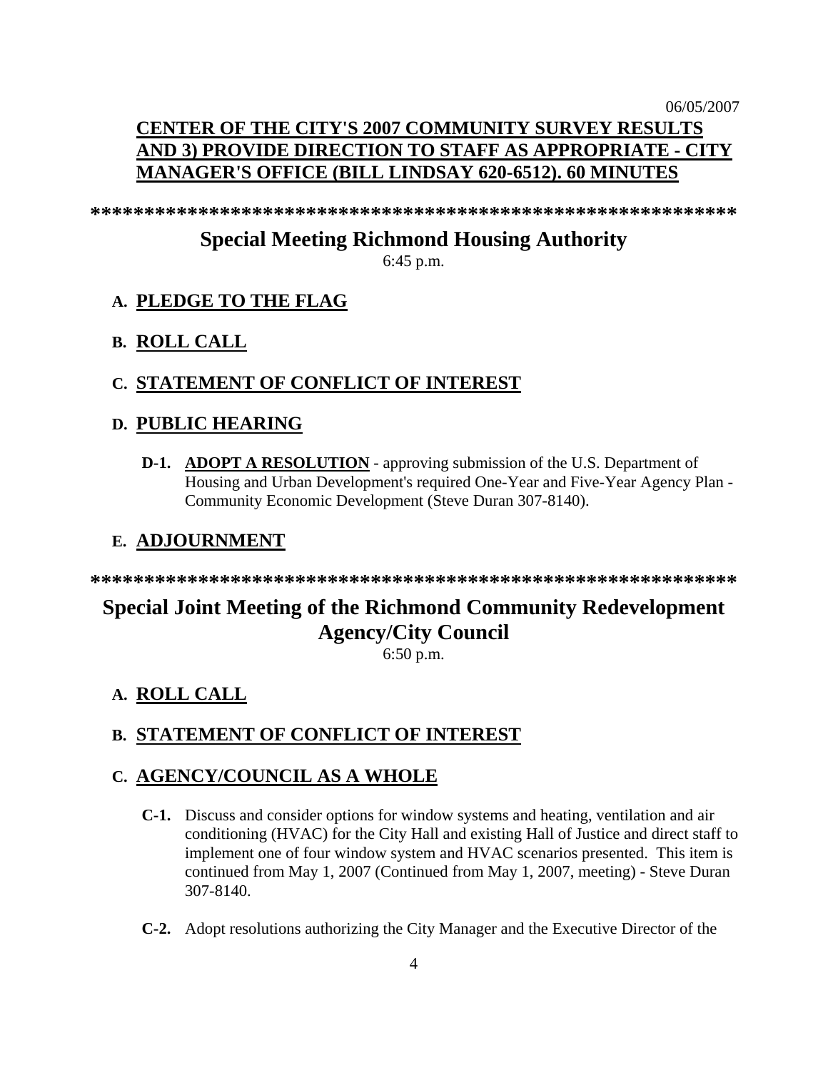**CENTER OF THE CITY'S 2007 COMMUNITY SURVEY RESULTS AND 3) PROVIDE DIRECTION TO STAFF AS APPROPRIATE - CITY MANAGER'S OFFICE (BILL LINDSAY 620-6512). 60 MINUTES**

************************************************************

## Special Meeting Richmond Housing Authority

6:45 p.m.

**A. PLEDGE TO THE FLAG**

**B. ROLL CALL**

**C. STATEMENT OF CONFLICT OF INTEREST**

**D. PUBLIC HEARING**

**D-1. ADOPT A RESOLUTION** - approving submission of the U.S. Department of Housing and Urban Development's required One-Year and Five-Year Agency Plan - Community Economic Development (Steve Duran 307-8140).

**E. ADJOURNMENT**

************************************************************

## Special Joint Meeting of the Richmond Community Redevelopment Agency/City Council

6:50 p.m.

**A. ROLL CALL**

**B. STATEMENT OF CONFLICT OF INTEREST**

**C. AGENCY/COUNCIL AS A WHOLE**

**C-1.** Discuss and consider options for window systems and heating, ventilation and air conditioning (HVAC) for the City Hall and existing Hall of Justice and direct staff to implement one of four window system and HVAC scenarios presented. This item is continued from May 1, 2007 (Continued from May 1, 2007, meeting) - Steve Duran 307-8140.

**C-2.** Adopt resolutions authorizing the City Manager and the Executive Director of the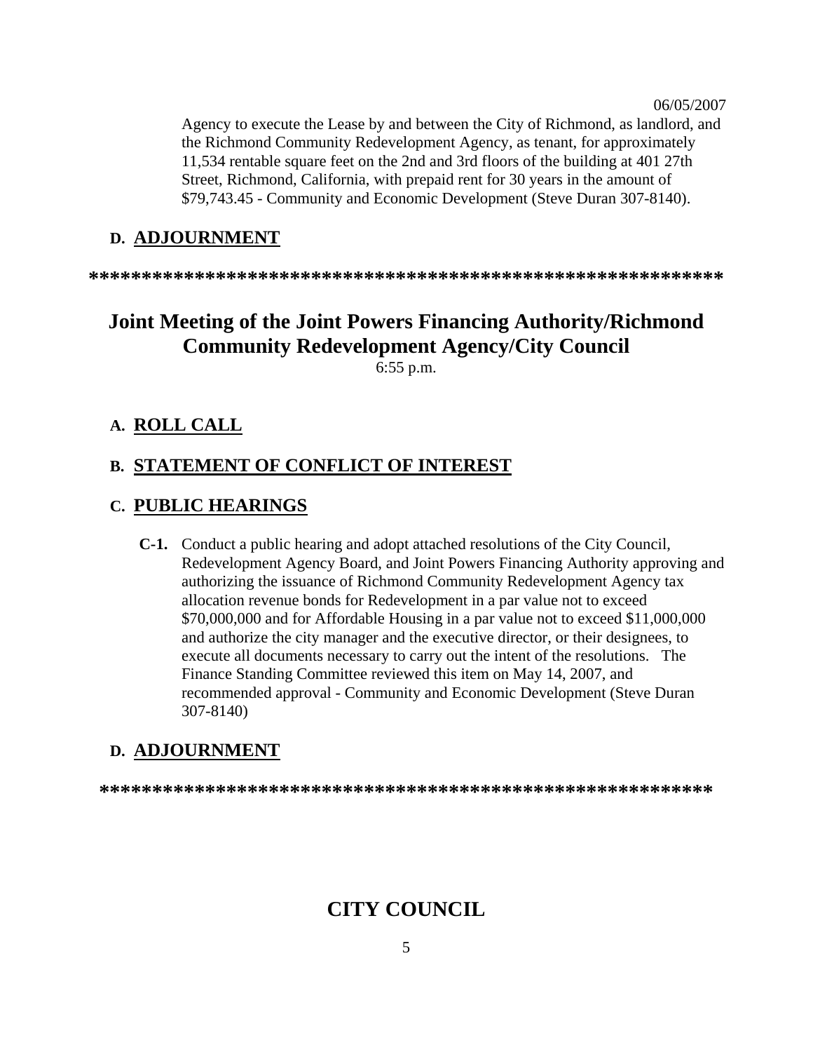Agency to execute the Lease by and between the City of Richmond, as landlord, and the Richmond Community Redevelopment Agency, as tenant, for approximately 11,534 rentable square feet on the 2nd and 3rd floors of the building at 401 27th Street, Richmond, California, with prepaid rent for 30 years in the amount of $79,743.45 - Community and Economic Development (Steve Duran 307-8140).

## D. ADJOURNMENT

***********************************************************

# Joint Meeting of the Joint Powers Financing Authority/Richmond Community Redevelopment Agency/City Council

6:55 p.m.

## A. ROLL CALL

## B. STATEMENT OF CONFLICT OF INTEREST

## C. PUBLIC HEARINGS

**C-1.** Conduct a public hearing and adopt attached resolutions of the City Council, Redevelopment Agency Board, and Joint Powers Financing Authority approving and authorizing the issuance of Richmond Community Redevelopment Agency tax allocation revenue bonds for Redevelopment in a par value not to exceed $70,000,000 and for Affordable Housing in a par value not to exceed $11,000,000 and authorize the city manager and the executive director, or their designees, to execute all documents necessary to carry out the intent of the resolutions. The Finance Standing Committee reviewed this item on May 14, 2007, and recommended approval - Community and Economic Development (Steve Duran 307-8140)

## D. ADJOURNMENT

**********************************************************

# CITY COUNCIL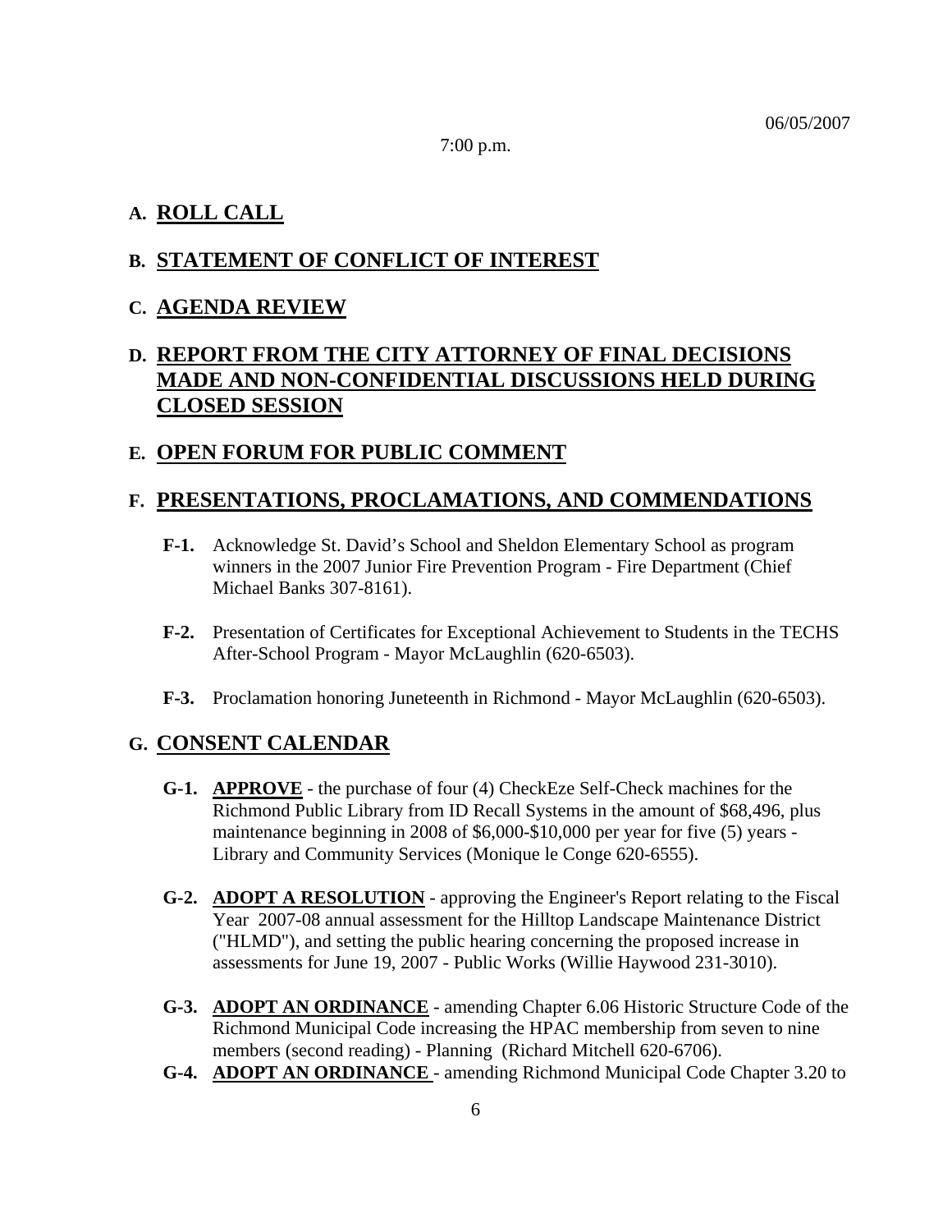06/05/2007

7:00 p.m.

## A. ROLL CALL

## B. STATEMENT OF CONFLICT OF INTEREST

## C. AGENDA REVIEW

## D. REPORT FROM THE CITY ATTORNEY OF FINAL DECISIONS MADE AND NON-CONFIDENTIAL DISCUSSIONS HELD DURING CLOSED SESSION

## E. OPEN FORUM FOR PUBLIC COMMENT

## F. PRESENTATIONS, PROCLAMATIONS, AND COMMENDATIONS

**F-1.** Acknowledge St. David's School and Sheldon Elementary School as program winners in the 2007 Junior Fire Prevention Program - Fire Department (Chief Michael Banks 307-8161).

**F-2.** Presentation of Certificates for Exceptional Achievement to Students in the TECHS After-School Program - Mayor McLaughlin (620-6503).

**F-3.** Proclamation honoring Juneteenth in Richmond - Mayor McLaughlin (620-6503).

## G. CONSENT CALENDAR

**G-1.** **APPROVE** - the purchase of four (4) CheckEze Self-Check machines for the Richmond Public Library from ID Recall Systems in the amount of $68,496, plus maintenance beginning in 2008 of $6,000-$10,000 per year for five (5) years - Library and Community Services (Monique le Conge 620-6555).

**G-2.** **ADOPT A RESOLUTION** - approving the Engineer's Report relating to the Fiscal Year 2007-08 annual assessment for the Hilltop Landscape Maintenance District ("HLMD"), and setting the public hearing concerning the proposed increase in assessments for June 19, 2007 - Public Works (Willie Haywood 231-3010).

**G-3.** **ADOPT AN ORDINANCE** - amending Chapter 6.06 Historic Structure Code of the Richmond Municipal Code increasing the HPAC membership from seven to nine members (second reading) - Planning (Richard Mitchell 620-6706).

**G-4.** **ADOPT AN ORDINANCE** - amending Richmond Municipal Code Chapter 3.20 to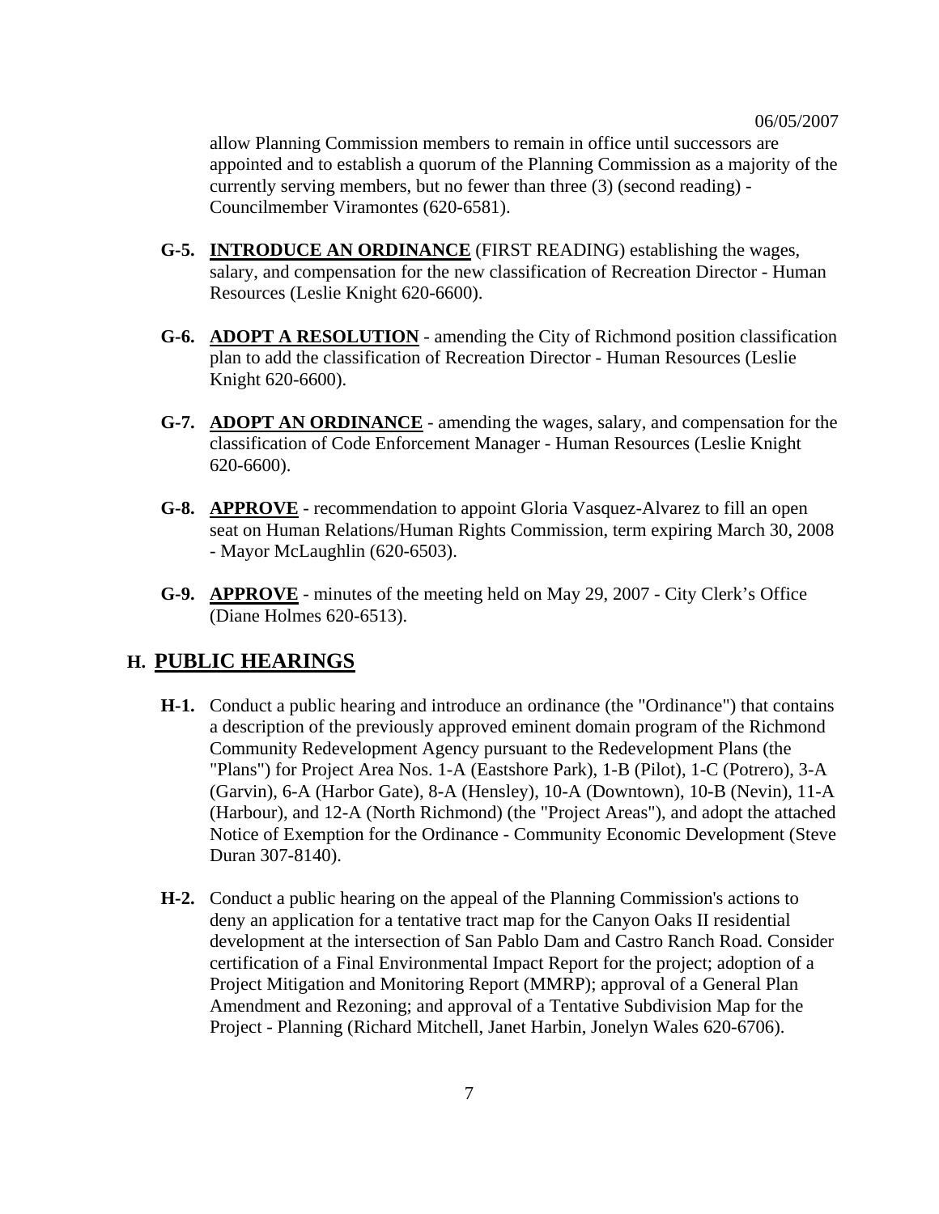allow Planning Commission members to remain in office until successors are appointed and to establish a quorum of the Planning Commission as a majority of the currently serving members, but no fewer than three (3) (second reading) - Councilmember Viramontes (620-6581).

**G-5.** **INTRODUCE AN ORDINANCE** (FIRST READING) establishing the wages, salary, and compensation for the new classification of Recreation Director - Human Resources (Leslie Knight 620-6600).

**G-6.** **ADOPT A RESOLUTION** - amending the City of Richmond position classification plan to add the classification of Recreation Director - Human Resources (Leslie Knight 620-6600).

**G-7.** **ADOPT AN ORDINANCE** - amending the wages, salary, and compensation for the classification of Code Enforcement Manager - Human Resources (Leslie Knight 620-6600).

**G-8.** **APPROVE** - recommendation to appoint Gloria Vasquez-Alvarez to fill an open seat on Human Relations/Human Rights Commission, term expiring March 30, 2008 - Mayor McLaughlin (620-6503).

**G-9.** **APPROVE** - minutes of the meeting held on May 29, 2007 - City Clerk's Office (Diane Holmes 620-6513).

## H. PUBLIC HEARINGS

**H-1.** Conduct a public hearing and introduce an ordinance (the "Ordinance") that contains a description of the previously approved eminent domain program of the Richmond Community Redevelopment Agency pursuant to the Redevelopment Plans (the "Plans") for Project Area Nos. 1-A (Eastshore Park), 1-B (Pilot), 1-C (Potrero), 3-A (Garvin), 6-A (Harbor Gate), 8-A (Hensley), 10-A (Downtown), 10-B (Nevin), 11-A (Harbour), and 12-A (North Richmond) (the "Project Areas"), and adopt the attached Notice of Exemption for the Ordinance - Community Economic Development (Steve Duran 307-8140).

**H-2.** Conduct a public hearing on the appeal of the Planning Commission's actions to deny an application for a tentative tract map for the Canyon Oaks II residential development at the intersection of San Pablo Dam and Castro Ranch Road. Consider certification of a Final Environmental Impact Report for the project; adoption of a Project Mitigation and Monitoring Report (MMRP); approval of a General Plan Amendment and Rezoning; and approval of a Tentative Subdivision Map for the Project - Planning (Richard Mitchell, Janet Harbin, Jonelyn Wales 620-6706).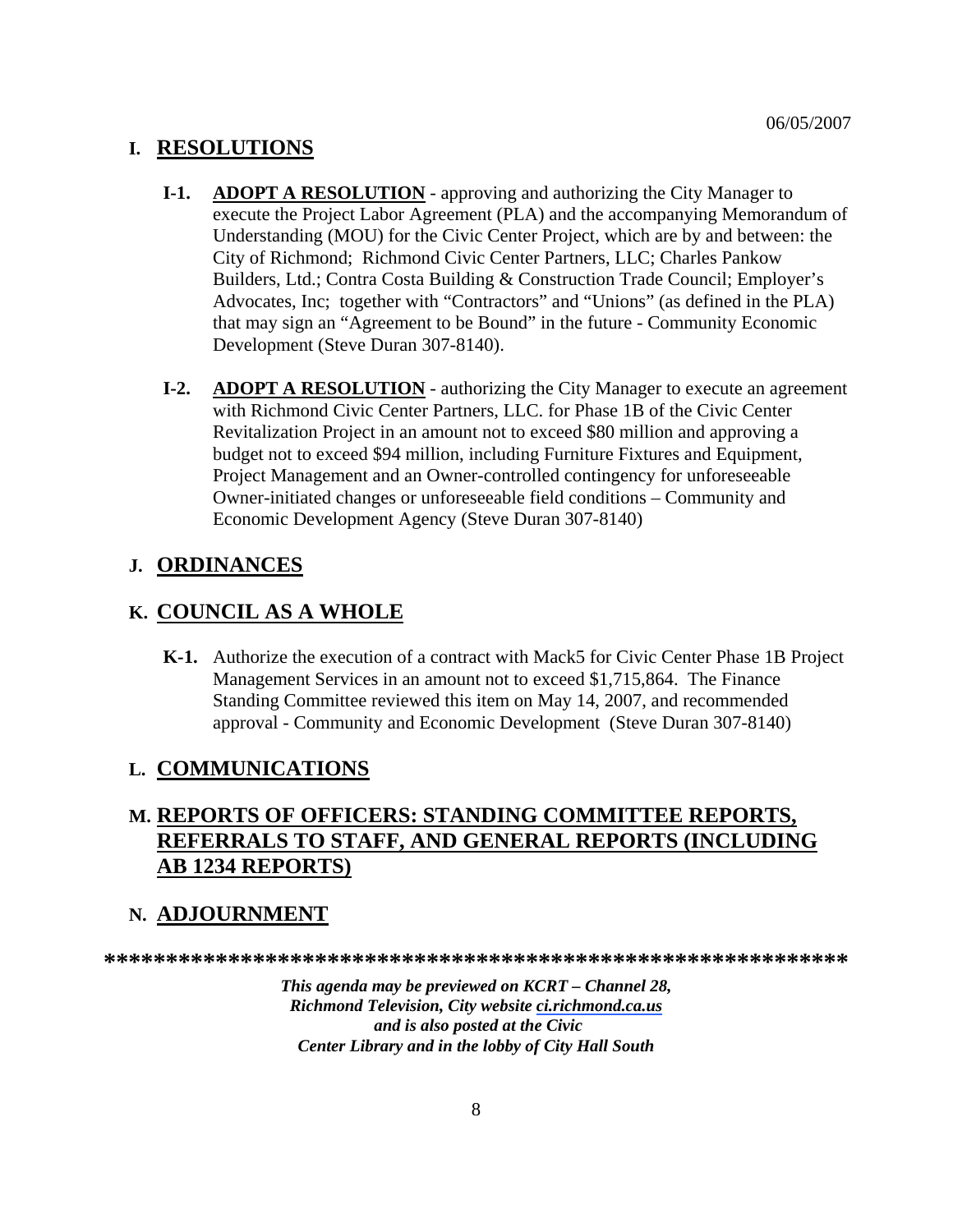06/05/2007

## I. RESOLUTIONS

**I-1.** **ADOPT A RESOLUTION** - approving and authorizing the City Manager to execute the Project Labor Agreement (PLA) and the accompanying Memorandum of Understanding (MOU) for the Civic Center Project, which are by and between: the City of Richmond; Richmond Civic Center Partners, LLC; Charles Pankow Builders, Ltd.; Contra Costa Building & Construction Trade Council; Employer's Advocates, Inc; together with "Contractors" and "Unions" (as defined in the PLA) that may sign an "Agreement to be Bound" in the future - Community Economic Development (Steve Duran 307-8140).

**I-2.** **ADOPT A RESOLUTION** - authorizing the City Manager to execute an agreement with Richmond Civic Center Partners, LLC. for Phase 1B of the Civic Center Revitalization Project in an amount not to exceed $80 million and approving a budget not to exceed $94 million, including Furniture Fixtures and Equipment, Project Management and an Owner-controlled contingency for unforeseeable Owner-initiated changes or unforeseeable field conditions – Community and Economic Development Agency (Steve Duran 307-8140)

## J. ORDINANCES

## K. COUNCIL AS A WHOLE

**K-1.** Authorize the execution of a contract with Mack5 for Civic Center Phase 1B Project Management Services in an amount not to exceed $1,715,864. The Finance Standing Committee reviewed this item on May 14, 2007, and recommended approval - Community and Economic Development (Steve Duran 307-8140)

## L. COMMUNICATIONS

## M. REPORTS OF OFFICERS: STANDING COMMITTEE REPORTS, REFERRALS TO STAFF, AND GENERAL REPORTS (INCLUDING AB 1234 REPORTS)

## N. ADJOURNMENT

************************************************************

***This agenda may be previewed on KCRT – Channel 28, Richmond Television, City website ci.richmond.ca.us and is also posted at the Civic Center Library and in the lobby of City Hall South***